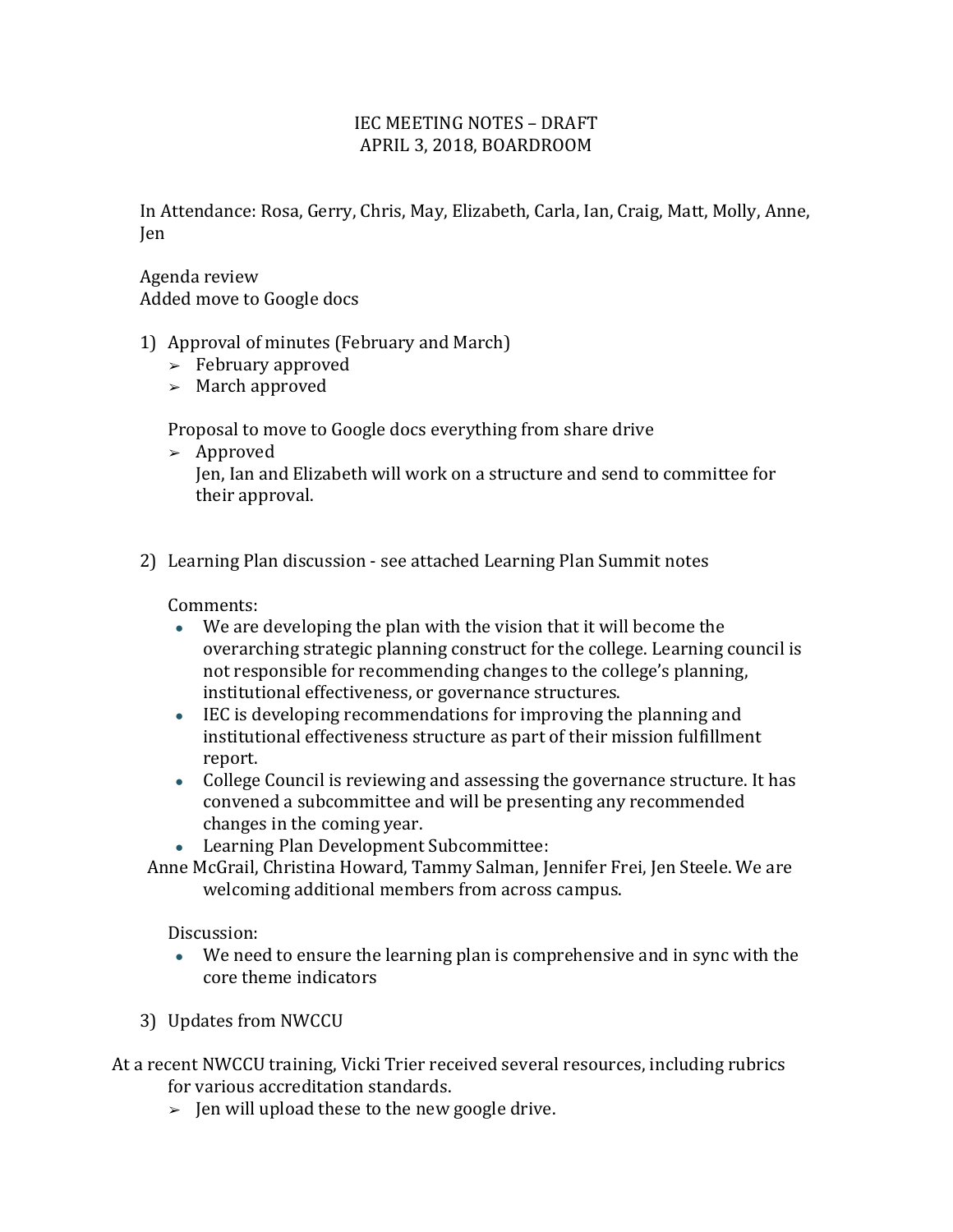# IEC MEETING NOTES – DRAFT
## APRIL 3, 2018, BOARDROOM

In Attendance: Rosa, Gerry, Chris, May, Elizabeth, Carla, Ian, Craig, Matt, Molly, Anne, Jen

Agenda review
Added move to Google docs

1) Approval of minutes (February and March)
   - February approved
   - March approved

   Proposal to move to Google docs everything from share drive
   - Approved
     Jen, Ian and Elizabeth will work on a structure and send to committee for their approval.

2) Learning Plan discussion - see attached Learning Plan Summit notes

   Comments:
   - We are developing the plan with the vision that it will become the overarching strategic planning construct for the college. Learning council is not responsible for recommending changes to the college's planning, institutional effectiveness, or governance structures.
   - IEC is developing recommendations for improving the planning and institutional effectiveness structure as part of their mission fulfillment report.
   - College Council is reviewing and assessing the governance structure. It has convened a subcommittee and will be presenting any recommended changes in the coming year.
   - Learning Plan Development Subcommittee:
     Anne McGrail, Christina Howard, Tammy Salman, Jennifer Frei, Jen Steele. We are welcoming additional members from across campus.

   Discussion:
   - We need to ensure the learning plan is comprehensive and in sync with the core theme indicators

3) Updates from NWCCU

At a recent NWCCU training, Vicki Trier received several resources, including rubrics for various accreditation standards.
   - Jen will upload these to the new google drive.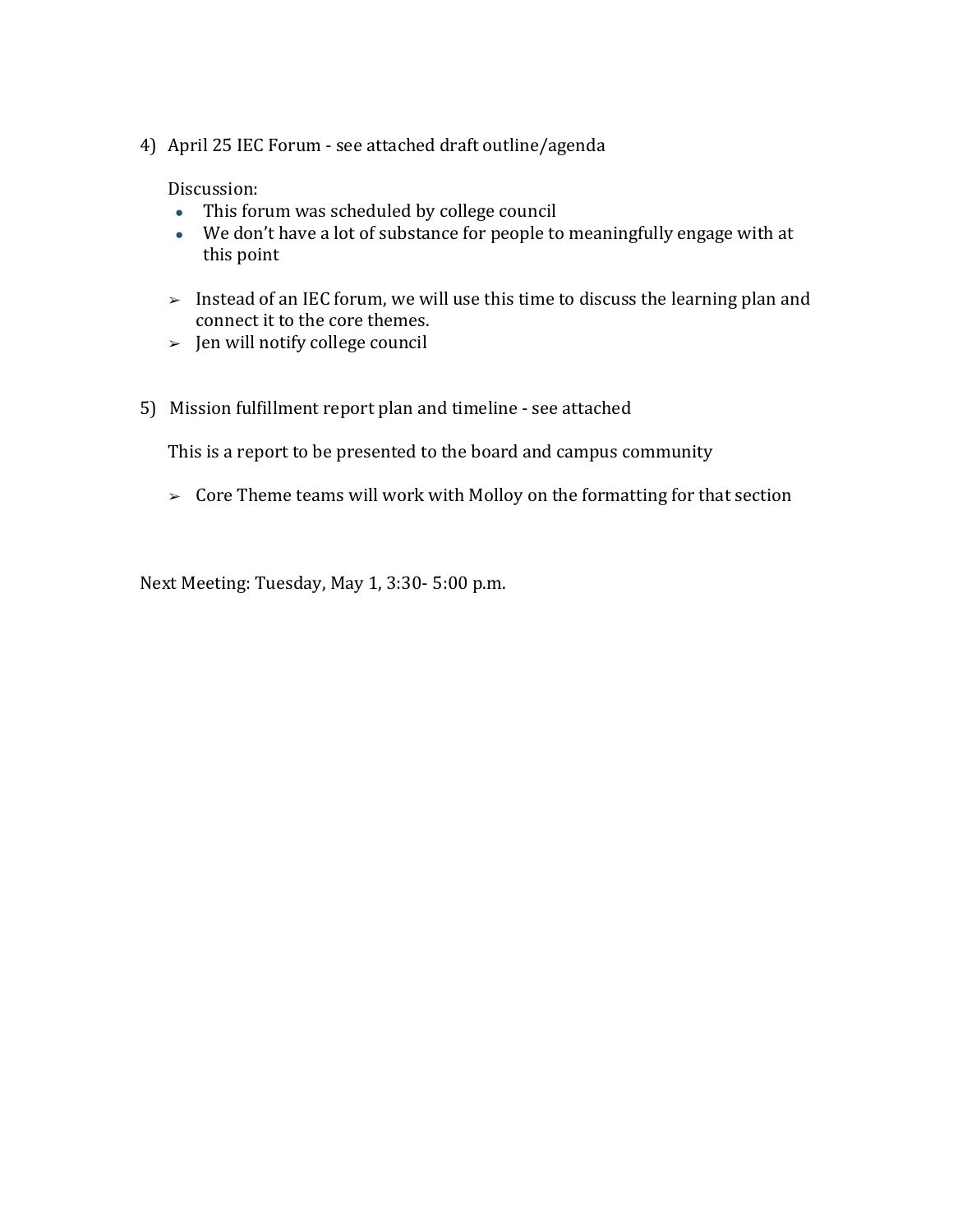4) April 25 IEC Forum - see attached draft outline/agenda

   Discussion:
   - This forum was scheduled by college council
   - We don't have a lot of substance for people to meaningfully engage with at this point

   ➢ Instead of an IEC forum, we will use this time to discuss the learning plan and connect it to the core themes.
   ➢ Jen will notify college council

5) Mission fulfillment report plan and timeline - see attached

   This is a report to be presented to the board and campus community

   ➢ Core Theme teams will work with Molloy on the formatting for that section

Next Meeting: Tuesday, May 1, 3:30- 5:00 p.m.